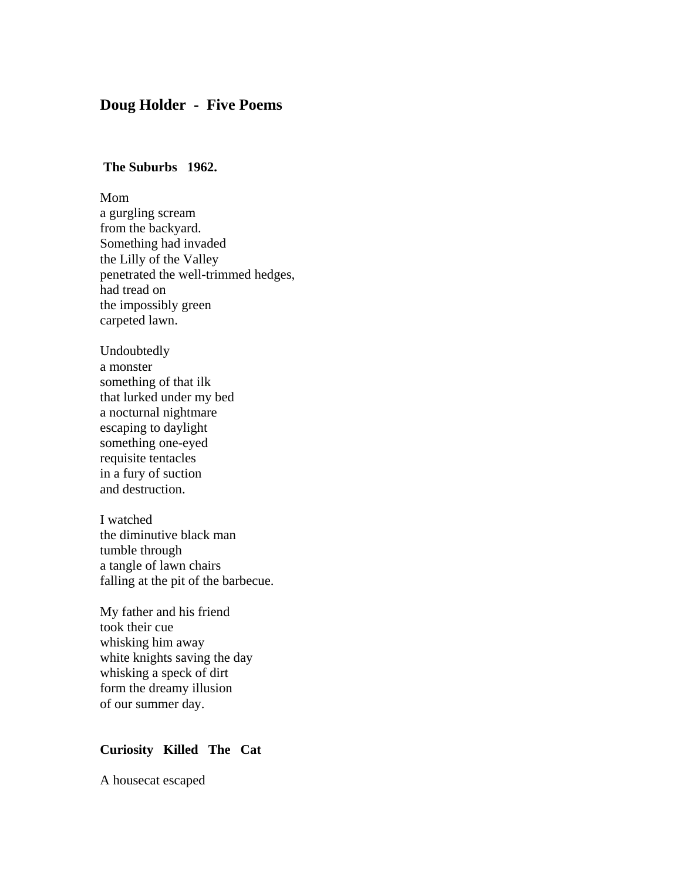# Doug Holder - Five Poems

### The Suburbs 1962.

Mom  
a gurgling scream  
from the backyard.  
Something had invaded  
the Lilly of the Valley  
penetrated the well-trimmed hedges,  
had tread on  
the impossibly green  
carpeted lawn.

Undoubtedly  
a monster  
something of that ilk  
that lurked under my bed  
a nocturnal nightmare  
escaping to daylight  
something one-eyed  
requisite tentacles  
in a fury of suction  
and destruction.

I watched  
the diminutive black man  
tumble through  
a tangle of lawn chairs  
falling at the pit of the barbecue.

My father and his friend  
took their cue  
whisking him away  
white knights saving the day  
whisking a speck of dirt  
form the dreamy illusion  
of our summer day.

### Curiosity Killed The Cat

A housecat escaped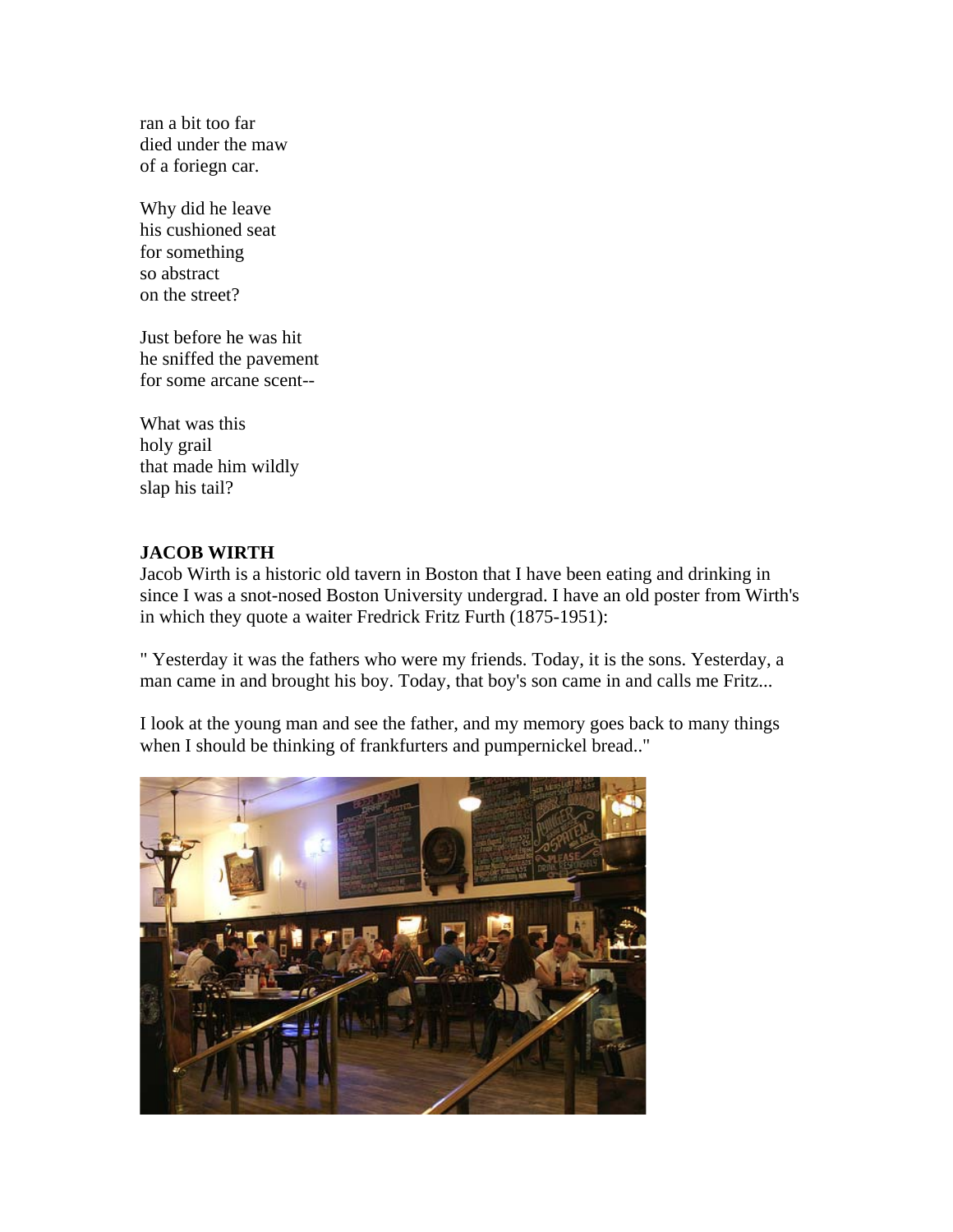ran a bit too far
died under the maw
of a foriegn car.

Why did he leave
his cushioned seat
for something
so abstract
on the street?

Just before he was hit
he sniffed the pavement
for some arcane scent--

What was this
holy grail
that made him wildly
slap his tail?

**JACOB WIRTH**

Jacob Wirth is a historic old tavern in Boston that I have been eating and drinking in since I was a snot-nosed Boston University undergrad. I have an old poster from Wirth's in which they quote a waiter Fredrick Fritz Furth (1875-1951):

" Yesterday it was the fathers who were my friends. Today, it is the sons. Yesterday, a man came in and brought his boy. Today, that boy's son came in and calls me Fritz...

I look at the young man and see the father, and my memory goes back to many things when I should be thinking of frankfurters and pumpernickel bread.."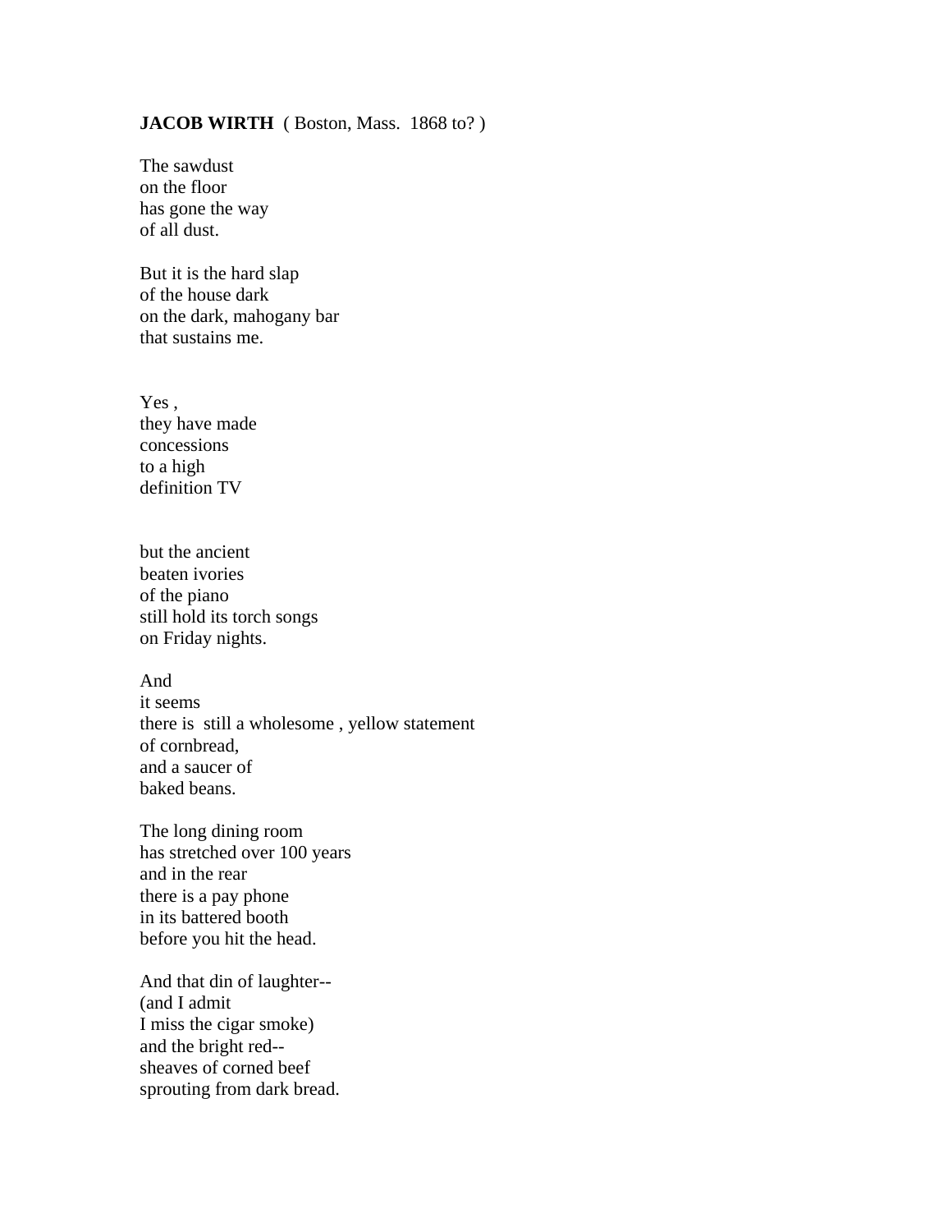**JACOB WIRTH** ( Boston, Mass. 1868 to? )

The sawdust  
on the floor  
has gone the way  
of all dust.

But it is the hard slap  
of the house dark  
on the dark, mahogany bar  
that sustains me.

Yes ,  
they have made  
concessions  
to a high  
definition TV

but the ancient  
beaten ivories  
of the piano  
still hold its torch songs  
on Friday nights.

And  
it seems  
there is still a wholesome , yellow statement  
of cornbread,  
and a saucer of  
baked beans.

The long dining room  
has stretched over 100 years  
and in the rear  
there is a pay phone  
in its battered booth  
before you hit the head.

And that din of laughter--  
(and I admit  
I miss the cigar smoke)  
and the bright red--  
sheaves of corned beef  
sprouting from dark bread.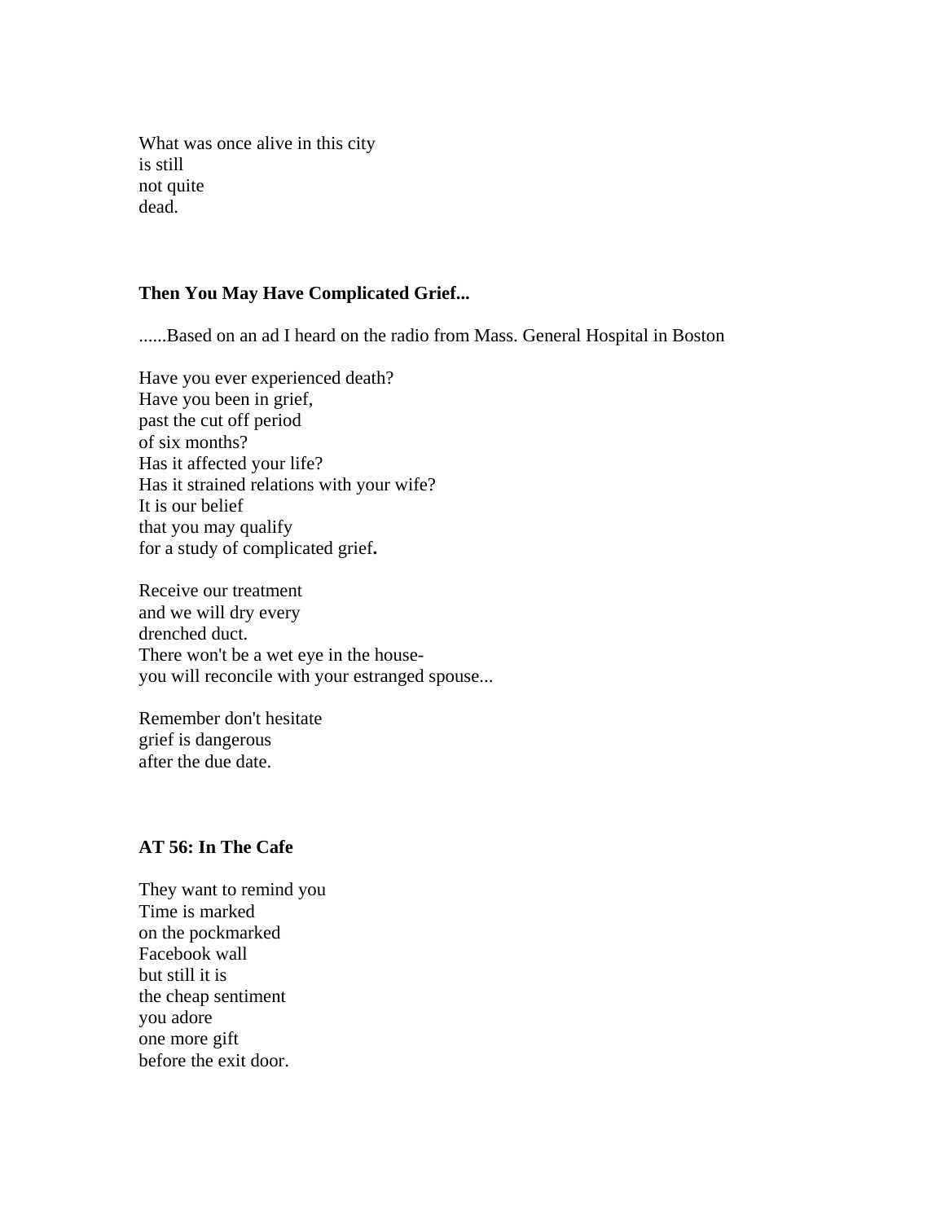What was once alive in this city  
is still  
not quite  
dead.

**Then You May Have Complicated Grief...**

......Based on an ad I heard on the radio from Mass. General Hospital in Boston

Have you ever experienced death?  
Have you been in grief,  
past the cut off period  
of six months?  
Has it affected your life?  
Has it strained relations with your wife?  
It is our belief  
that you may qualify  
for a study of complicated grief**.**

Receive our treatment  
and we will dry every  
drenched duct.  
There won't be a wet eye in the house-  
you will reconcile with your estranged spouse...

Remember don't hesitate  
grief is dangerous  
after the due date.

**AT 56: In The Cafe**

They want to remind you  
Time is marked  
on the pockmarked  
Facebook wall  
but still it is  
the cheap sentiment  
you adore  
one more gift  
before the exit door.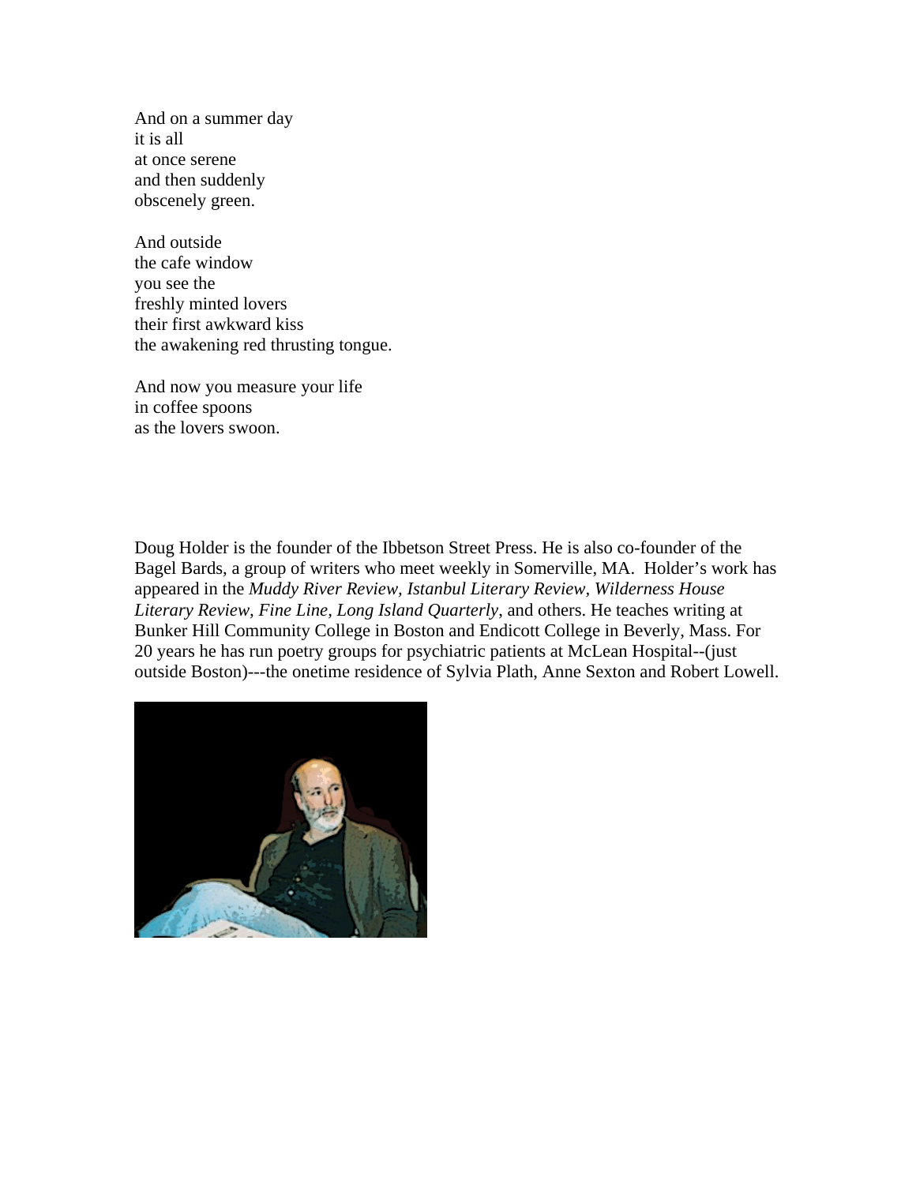And on a summer day  
it is all  
at once serene  
and then suddenly  
obscenely green.

And outside  
the cafe window  
you see the  
freshly minted lovers  
their first awkward kiss  
the awakening red thrusting tongue.

And now you measure your life  
in coffee spoons  
as the lovers swoon.

Doug Holder is the founder of the Ibbetson Street Press. He is also co-founder of the Bagel Bards, a group of writers who meet weekly in Somerville, MA. Holder's work has appeared in the *Muddy River Review, Istanbul Literary Review, Wilderness House Literary Review, Fine Line, Long Island Quarterly*, and others. He teaches writing at Bunker Hill Community College in Boston and Endicott College in Beverly, Mass. For 20 years he has run poetry groups for psychiatric patients at McLean Hospital--(just outside Boston)---the onetime residence of Sylvia Plath, Anne Sexton and Robert Lowell.